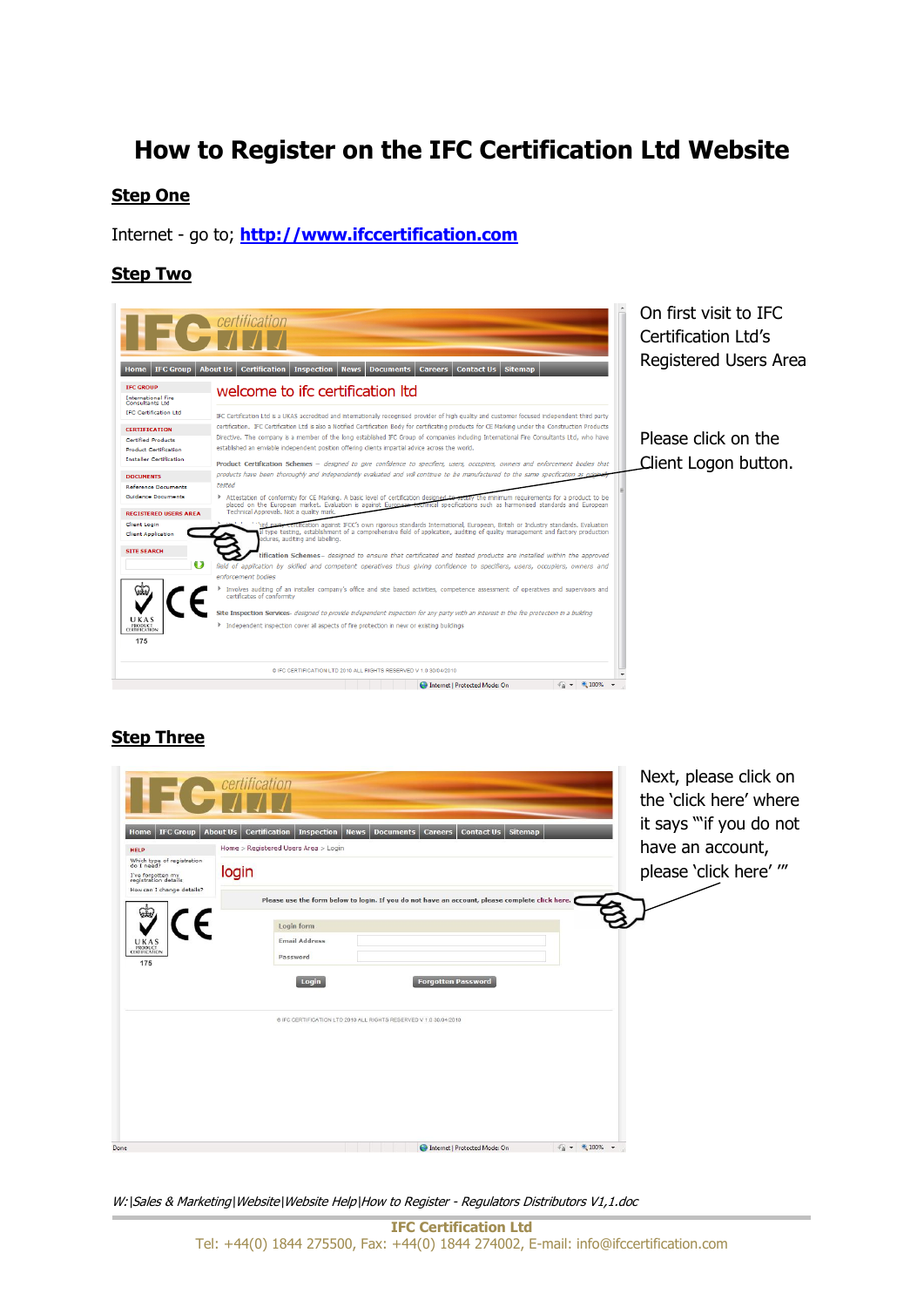# How to Register on the IFC Certification Ltd Website

## Step One

Internet - go to; **http://www.ifccertification.com**

## Step Two

On first visit to IFC Certification Ltd's Registered Users Area

Please click on the Client Logon button.

## Step Three

Next, please click on the 'click here' where it says '"if you do not have an account, please 'click here' "'

*W:|Sales & Marketing|Website|Website Help|How to Register - Regulators Distributors V1,1.doc*

**IFC Certification Ltd**
Tel: +44(0) 1844 275500, Fax: +44(0) 1844 274002, E-mail: info@ifccertification.com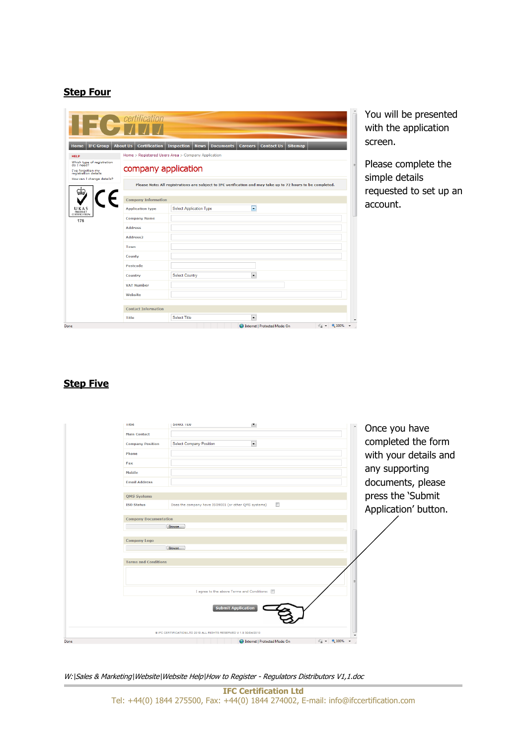## Step Four

You will be presented with the application screen.

Please complete the simple details requested to set up an account.

## Step Five

Once you have completed the form with your details and any supporting documents, please press the 'Submit Application' button.

*W:\Sales & Marketing\Website\Website Help\How to Register - Regulators Distributors V1,1.doc*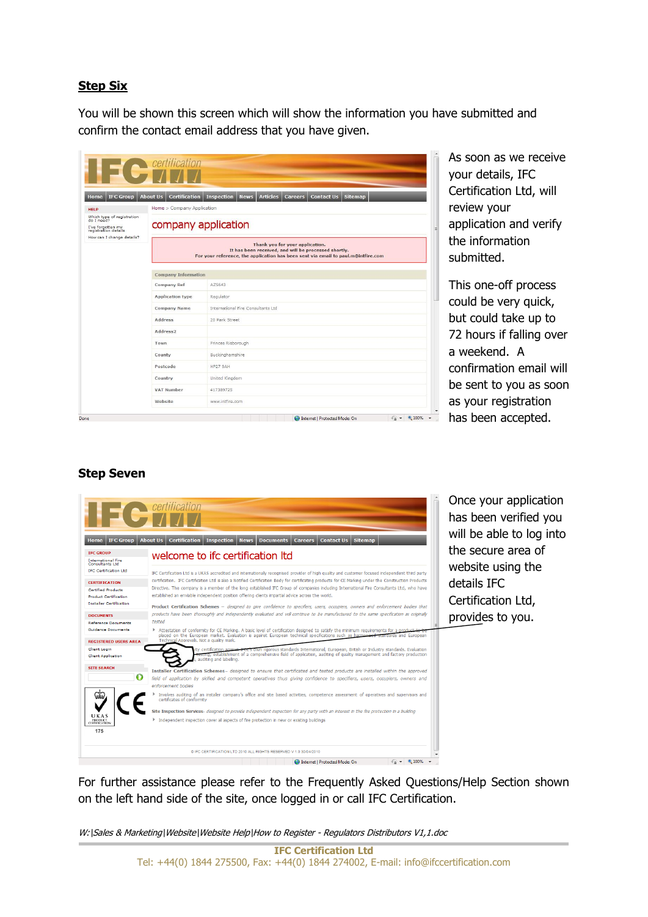## Step Six

You will be shown this screen which will show the information you have submitted and confirm the contact email address that you have given.

As soon as we receive your details, IFC Certification Ltd, will review your application and verify the information submitted.

This one-off process could be very quick, but could take up to 72 hours if falling over a weekend. A confirmation email will be sent to you as soon as your registration has been accepted.

## Step Seven

Once your application has been verified you will be able to log into the secure area of website using the details IFC Certification Ltd, provides to you.

For further assistance please refer to the Frequently Asked Questions/Help Section shown on the left hand side of the site, once logged in or call IFC Certification.

*W:|Sales & Marketing|Website|Website Help|How to Register - Regulators Distributors V1,1.doc*

**IFC Certification Ltd**
Tel: +44(0) 1844 275500, Fax: +44(0) 1844 274002, E-mail: info@ifccertification.com